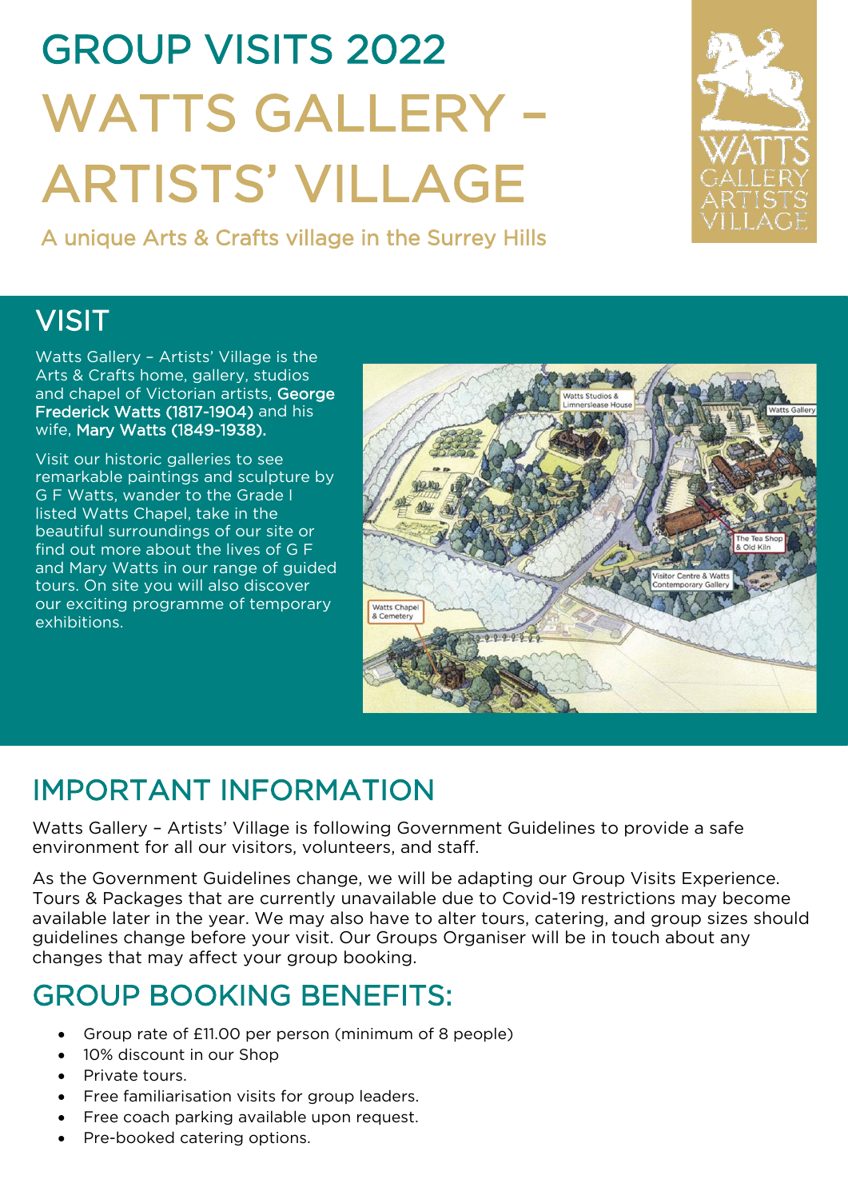# GROUP VISITS 2022

# WATTS GALLERY – ARTISTS' VILLAGE

A unique Arts & Crafts village in the Surrey Hills

## VISIT

Watts Gallery – Artists' Village is the Arts & Crafts home, gallery, studios and chapel of Victorian artists, **George Frederick Watts (1817-1904)** and his wife, **Mary Watts (1849-1938).**

Visit our historic galleries to see remarkable paintings and sculpture by G F Watts, wander to the Grade I listed Watts Chapel, take in the beautiful surroundings of our site or find out more about the lives of G F and Mary Watts in our range of guided tours. On site you will also discover our exciting programme of temporary exhibitions.

## IMPORTANT INFORMATION

Watts Gallery – Artists' Village is following Government Guidelines to provide a safe environment for all our visitors, volunteers, and staff.

As the Government Guidelines change, we will be adapting our Group Visits Experience. Tours & Packages that are currently unavailable due to Covid-19 restrictions may become available later in the year. We may also have to alter tours, catering, and group sizes should guidelines change before your visit. Our Groups Organiser will be in touch about any changes that may affect your group booking.

## GROUP BOOKING BENEFITS:

- Group rate of £11.00 per person (minimum of 8 people)
- 10% discount in our Shop
- Private tours.
- Free familiarisation visits for group leaders.
- Free coach parking available upon request.
- Pre-booked catering options.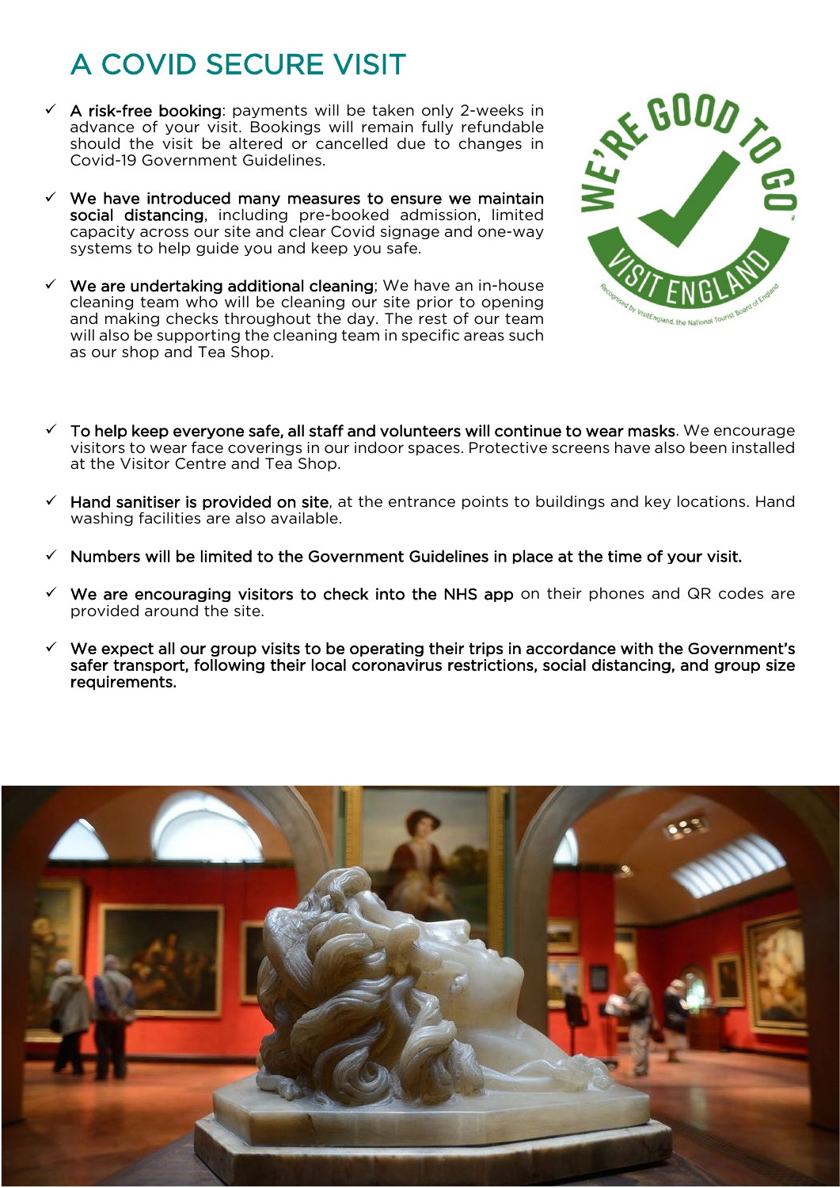# A COVID SECURE VISIT

- ✓ **A risk-free booking**: payments will be taken only 2-weeks in advance of your visit. Bookings will remain fully refundable should the visit be altered or cancelled due to changes in Covid-19 Government Guidelines.
- ✓ **We have introduced many measures to ensure we maintain social distancing**, including pre-booked admission, limited capacity across our site and clear Covid signage and one-way systems to help guide you and keep you safe.
- ✓ **We are undertaking additional cleaning**; We have an in-house cleaning team who will be cleaning our site prior to opening and making checks throughout the day. The rest of our team will also be supporting the cleaning team in specific areas such as our shop and Tea Shop.
- ✓ **To help keep everyone safe, all staff and volunteers will continue to wear masks**. We encourage visitors to wear face coverings in our indoor spaces. Protective screens have also been installed at the Visitor Centre and Tea Shop.
- ✓ **Hand sanitiser is provided on site**, at the entrance points to buildings and key locations. Hand washing facilities are also available.
- ✓ **Numbers will be limited to the Government Guidelines in place at the time of your visit.**
- ✓ **We are encouraging visitors to check into the NHS app** on their phones and QR codes are provided around the site.
- ✓ **We expect all our group visits to be operating their trips in accordance with the Government's safer transport, following their local coronavirus restrictions, social distancing, and group size requirements.**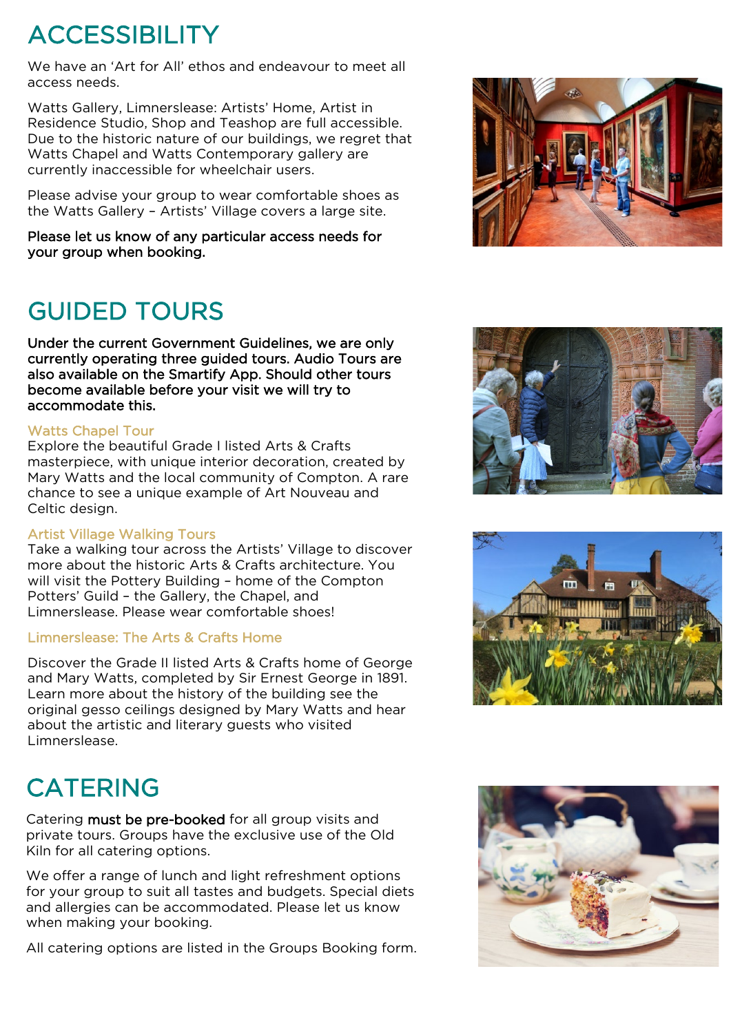# ACCESSIBILITY

We have an 'Art for All' ethos and endeavour to meet all access needs.

Watts Gallery, Limnerslease: Artists' Home, Artist in Residence Studio, Shop and Teashop are full accessible. Due to the historic nature of our buildings, we regret that Watts Chapel and Watts Contemporary gallery are currently inaccessible for wheelchair users.

Please advise your group to wear comfortable shoes as the Watts Gallery – Artists' Village covers a large site.

**Please let us know of any particular access needs for your group when booking.**

# GUIDED TOURS

**Under the current Government Guidelines, we are only currently operating three guided tours. Audio Tours are also available on the Smartify App. Should other tours become available before your visit we will try to accommodate this.**

### Watts Chapel Tour

Explore the beautiful Grade I listed Arts & Crafts masterpiece, with unique interior decoration, created by Mary Watts and the local community of Compton. A rare chance to see a unique example of Art Nouveau and Celtic design.

### Artist Village Walking Tours

Take a walking tour across the Artists' Village to discover more about the historic Arts & Crafts architecture. You will visit the Pottery Building – home of the Compton Potters' Guild – the Gallery, the Chapel, and Limnerslease. Please wear comfortable shoes!

### Limnerslease: The Arts & Crafts Home

Discover the Grade II listed Arts & Crafts home of George and Mary Watts, completed by Sir Ernest George in 1891. Learn more about the history of the building see the original gesso ceilings designed by Mary Watts and hear about the artistic and literary guests who visited Limnerslease.

# CATERING

Catering **must be pre-booked** for all group visits and private tours. Groups have the exclusive use of the Old Kiln for all catering options.

We offer a range of lunch and light refreshment options for your group to suit all tastes and budgets. Special diets and allergies can be accommodated. Please let us know when making your booking.

All catering options are listed in the Groups Booking form.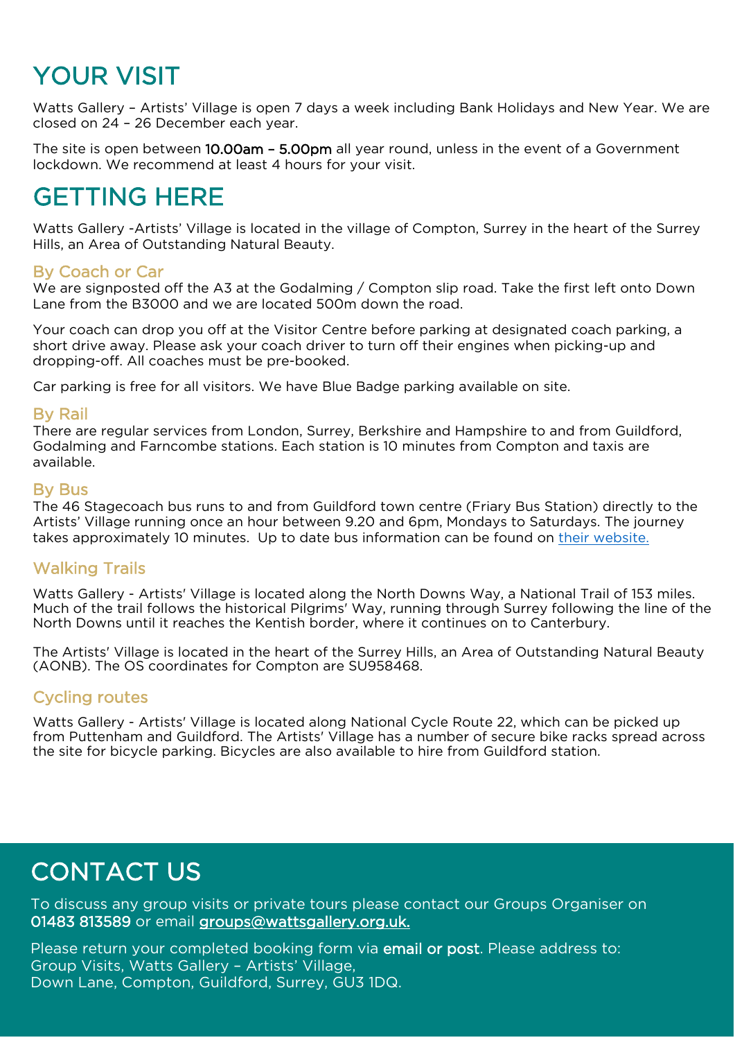# YOUR VISIT

Watts Gallery – Artists' Village is open 7 days a week including Bank Holidays and New Year. We are closed on 24 – 26 December each year.

The site is open between **10.00am – 5.00pm** all year round, unless in the event of a Government lockdown. We recommend at least 4 hours for your visit.

# GETTING HERE

Watts Gallery -Artists' Village is located in the village of Compton, Surrey in the heart of the Surrey Hills, an Area of Outstanding Natural Beauty.

### By Coach or Car

We are signposted off the A3 at the Godalming / Compton slip road. Take the first left onto Down Lane from the B3000 and we are located 500m down the road.

Your coach can drop you off at the Visitor Centre before parking at designated coach parking, a short drive away. Please ask your coach driver to turn off their engines when picking-up and dropping-off. All coaches must be pre-booked.

Car parking is free for all visitors. We have Blue Badge parking available on site.

### By Rail

There are regular services from London, Surrey, Berkshire and Hampshire to and from Guildford, Godalming and Farncombe stations. Each station is 10 minutes from Compton and taxis are available.

### By Bus

The 46 Stagecoach bus runs to and from Guildford town centre (Friary Bus Station) directly to the Artists' Village running once an hour between 9.20 and 6pm, Mondays to Saturdays. The journey takes approximately 10 minutes. Up to date bus information can be found on their website.

### Walking Trails

Watts Gallery - Artists' Village is located along the North Downs Way, a National Trail of 153 miles. Much of the trail follows the historical Pilgrims' Way, running through Surrey following the line of the North Downs until it reaches the Kentish border, where it continues on to Canterbury.

The Artists' Village is located in the heart of the Surrey Hills, an Area of Outstanding Natural Beauty (AONB). The OS coordinates for Compton are SU958468.

### Cycling routes

Watts Gallery - Artists' Village is located along National Cycle Route 22, which can be picked up from Puttenham and Guildford. The Artists' Village has a number of secure bike racks spread across the site for bicycle parking. Bicycles are also available to hire from Guildford station.

# CONTACT US

To discuss any group visits or private tours please contact our Groups Organiser on **01483 813589** or email groups@wattsgallery.org.uk.

Please return your completed booking form via **email or post**. Please address to:
Group Visits, Watts Gallery – Artists' Village,
Down Lane, Compton, Guildford, Surrey, GU3 1DQ.